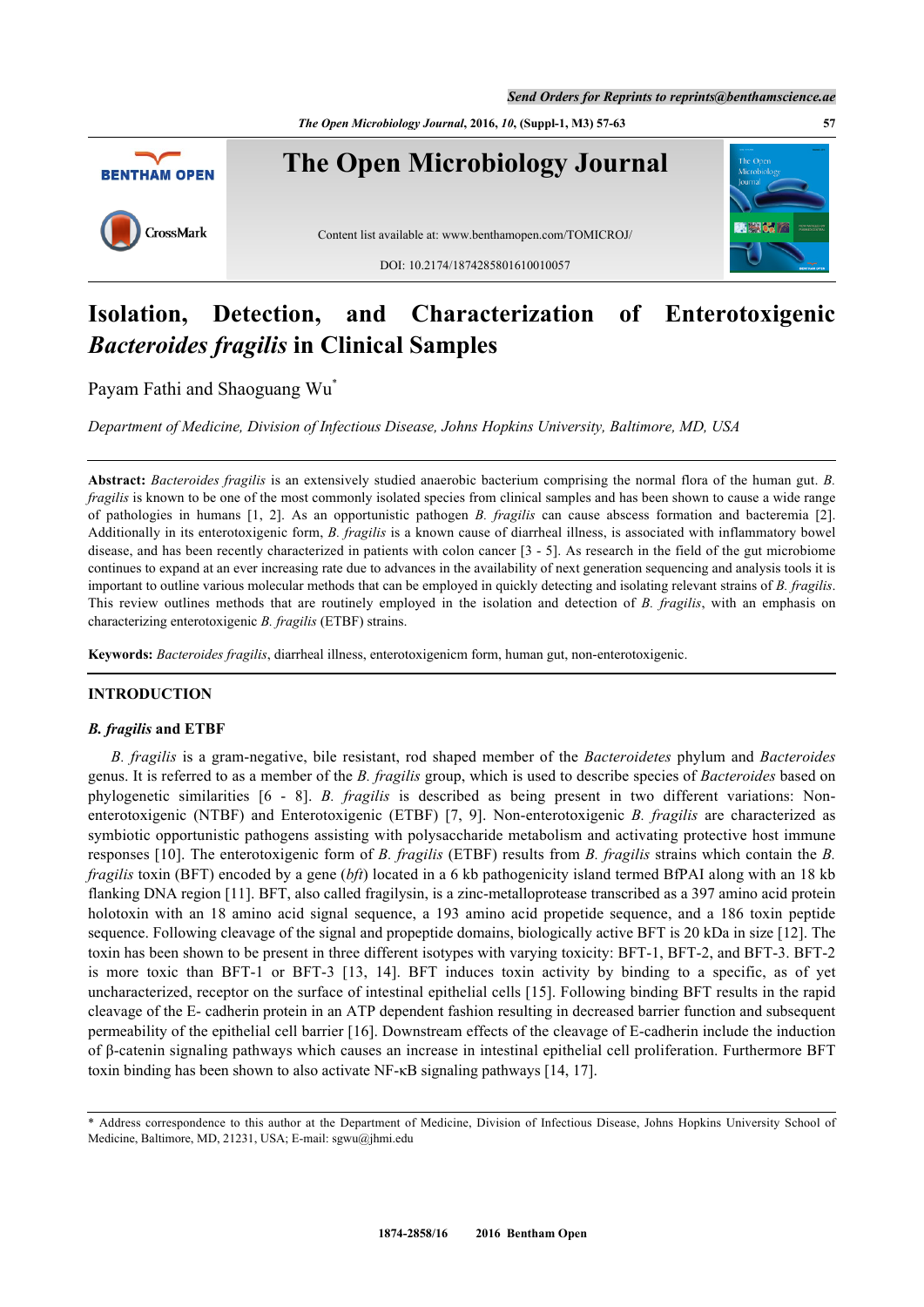# Isolation, Detection, and Characterization of Enterotoxigenic *Bacteroides fragilis* in Clinical Samples

Payam Fathi and Shaoguang Wu*

*Department of Medicine, Division of Infectious Disease, Johns Hopkins University, Baltimore, MD, USA*

---

**Abstract:** *Bacteroides fragilis* is an extensively studied anaerobic bacterium comprising the normal flora of the human gut. *B. fragilis* is known to be one of the most commonly isolated species from clinical samples and has been shown to cause a wide range of pathologies in humans [1, 2]. As an opportunistic pathogen *B. fragilis* can cause abscess formation and bacteremia [2]. Additionally in its enterotoxigenic form, *B. fragilis* is a known cause of diarrheal illness, is associated with inflammatory bowel disease, and has been recently characterized in patients with colon cancer [3 - 5]. As research in the field of the gut microbiome continues to expand at an ever increasing rate due to advances in the availability of next generation sequencing and analysis tools it is important to outline various molecular methods that can be employed in quickly detecting and isolating relevant strains of *B. fragilis*. This review outlines methods that are routinely employed in the isolation and detection of *B. fragilis*, with an emphasis on characterizing enterotoxigenic *B. fragilis* (ETBF) strains.

**Keywords:** *Bacteroides fragilis*, diarrheal illness, enterotoxigenicm form, human gut, non-enterotoxigenic.

---

## INTRODUCTION

### *B. fragilis* and ETBF

*B. fragilis* is a gram-negative, bile resistant, rod shaped member of the *Bacteroidetes* phylum and *Bacteroides* genus. It is referred to as a member of the *B. fragilis* group, which is used to describe species of *Bacteroides* based on phylogenetic similarities [6 - 8]. *B. fragilis* is described as being present in two different variations: Non-enterotoxigenic (NTBF) and Enterotoxigenic (ETBF) [7, 9]. Non-enterotoxigenic *B. fragilis* are characterized as symbiotic opportunistic pathogens assisting with polysaccharide metabolism and activating protective host immune responses [10]. The enterotoxigenic form of *B. fragilis* (ETBF) results from *B. fragilis* strains which contain the *B. fragilis* toxin (BFT) encoded by a gene (*bft*) located in a 6 kb pathogenicity island termed BfPAI along with an 18 kb flanking DNA region [11]. BFT, also called fragilysin, is a zinc-metalloprotease transcribed as a 397 amino acid protein holotoxin with an 18 amino acid signal sequence, a 193 amino acid propetide sequence, and a 186 toxin peptide sequence. Following cleavage of the signal and propeptide domains, biologically active BFT is 20 kDa in size [12]. The toxin has been shown to be present in three different isotypes with varying toxicity: BFT-1, BFT-2, and BFT-3. BFT-2 is more toxic than BFT-1 or BFT-3 [13, 14]. BFT induces toxin activity by binding to a specific, as of yet uncharacterized, receptor on the surface of intestinal epithelial cells [15]. Following binding BFT results in the rapid cleavage of the E- cadherin protein in an ATP dependent fashion resulting in decreased barrier function and subsequent permeability of the epithelial cell barrier [16]. Downstream effects of the cleavage of E-cadherin include the induction of β-catenin signaling pathways which causes an increase in intestinal epithelial cell proliferation. Furthermore BFT toxin binding has been shown to also activate NF-κB signaling pathways [14, 17].

---

\* Address correspondence to this author at the Department of Medicine, Division of Infectious Disease, Johns Hopkins University School of Medicine, Baltimore, MD, 21231, USA; E-mail: sgwu@jhmi.edu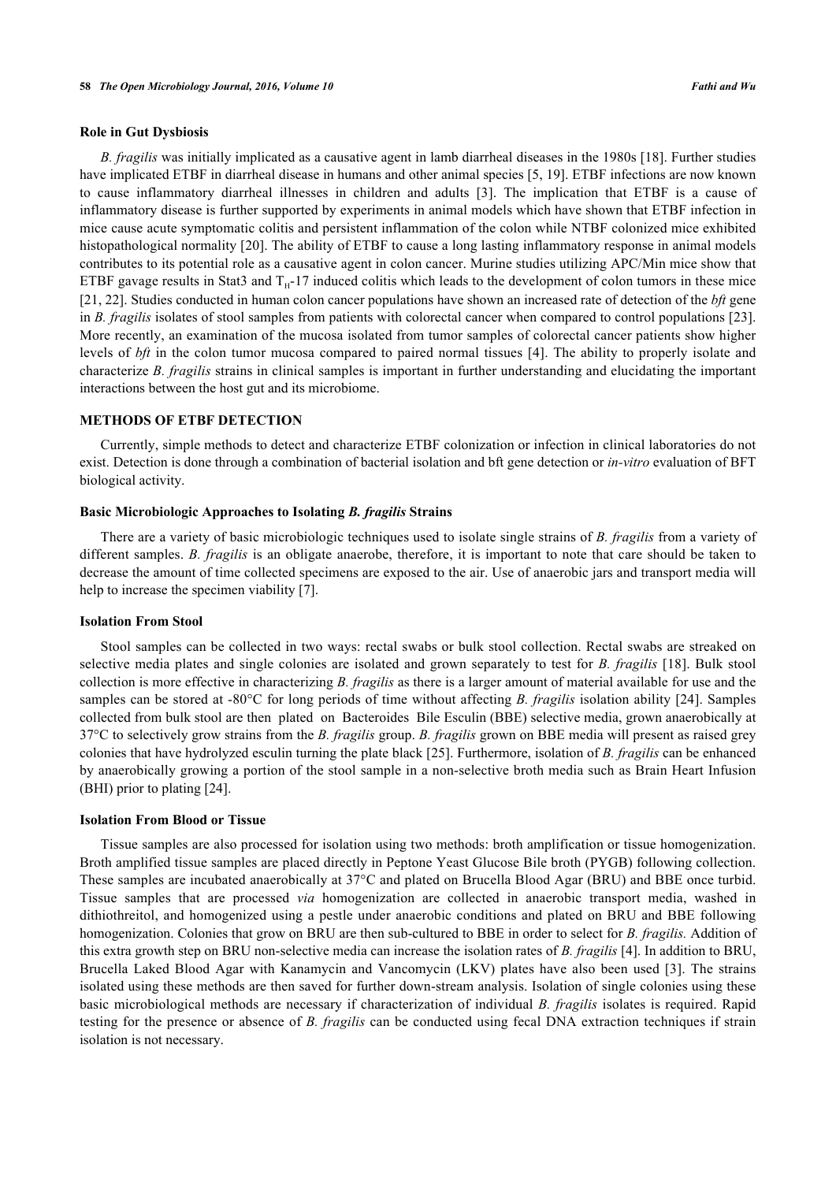### Role in Gut Dysbiosis

*B. fragilis* was initially implicated as a causative agent in lamb diarrheal diseases in the 1980s [18]. Further studies have implicated ETBF in diarrheal disease in humans and other animal species [5, 19]. ETBF infections are now known to cause inflammatory diarrheal illnesses in children and adults [3]. The implication that ETBF is a cause of inflammatory disease is further supported by experiments in animal models which have shown that ETBF infection in mice cause acute symptomatic colitis and persistent inflammation of the colon while NTBF colonized mice exhibited histopathological normality [20]. The ability of ETBF to cause a long lasting inflammatory response in animal models contributes to its potential role as a causative agent in colon cancer. Murine studies utilizing APC/Min mice show that ETBF gavage results in Stat3 and $T_H$-17 induced colitis which leads to the development of colon tumors in these mice [21, 22]. Studies conducted in human colon cancer populations have shown an increased rate of detection of the *bft* gene in *B. fragilis* isolates of stool samples from patients with colorectal cancer when compared to control populations [23]. More recently, an examination of the mucosa isolated from tumor samples of colorectal cancer patients show higher levels of *bft* in the colon tumor mucosa compared to paired normal tissues [4]. The ability to properly isolate and characterize *B. fragilis* strains in clinical samples is important in further understanding and elucidating the important interactions between the host gut and its microbiome.

## METHODS OF ETBF DETECTION

Currently, simple methods to detect and characterize ETBF colonization or infection in clinical laboratories do not exist. Detection is done through a combination of bacterial isolation and bft gene detection or *in-vitro* evaluation of BFT biological activity.

### Basic Microbiologic Approaches to Isolating *B. fragilis* Strains

There are a variety of basic microbiologic techniques used to isolate single strains of *B. fragilis* from a variety of different samples. *B. fragilis* is an obligate anaerobe, therefore, it is important to note that care should be taken to decrease the amount of time collected specimens are exposed to the air. Use of anaerobic jars and transport media will help to increase the specimen viability [7].

### Isolation From Stool

Stool samples can be collected in two ways: rectal swabs or bulk stool collection. Rectal swabs are streaked on selective media plates and single colonies are isolated and grown separately to test for *B. fragilis* [18]. Bulk stool collection is more effective in characterizing *B. fragilis* as there is a larger amount of material available for use and the samples can be stored at -80°C for long periods of time without affecting *B. fragilis* isolation ability [24]. Samples collected from bulk stool are then plated on Bacteroides Bile Esculin (BBE) selective media, grown anaerobically at 37°C to selectively grow strains from the *B. fragilis* group. *B. fragilis* grown on BBE media will present as raised grey colonies that have hydrolyzed esculin turning the plate black [25]. Furthermore, isolation of *B. fragilis* can be enhanced by anaerobically growing a portion of the stool sample in a non-selective broth media such as Brain Heart Infusion (BHI) prior to plating [24].

### Isolation From Blood or Tissue

Tissue samples are also processed for isolation using two methods: broth amplification or tissue homogenization. Broth amplified tissue samples are placed directly in Peptone Yeast Glucose Bile broth (PYGB) following collection. These samples are incubated anaerobically at 37°C and plated on Brucella Blood Agar (BRU) and BBE once turbid. Tissue samples that are processed *via* homogenization are collected in anaerobic transport media, washed in dithiothreitol, and homogenized using a pestle under anaerobic conditions and plated on BRU and BBE following homogenization. Colonies that grow on BRU are then sub-cultured to BBE in order to select for *B. fragilis.* Addition of this extra growth step on BRU non-selective media can increase the isolation rates of *B. fragilis* [4]. In addition to BRU, Brucella Laked Blood Agar with Kanamycin and Vancomycin (LKV) plates have also been used [3]. The strains isolated using these methods are then saved for further down-stream analysis. Isolation of single colonies using these basic microbiological methods are necessary if characterization of individual *B. fragilis* isolates is required. Rapid testing for the presence or absence of *B. fragilis* can be conducted using fecal DNA extraction techniques if strain isolation is not necessary.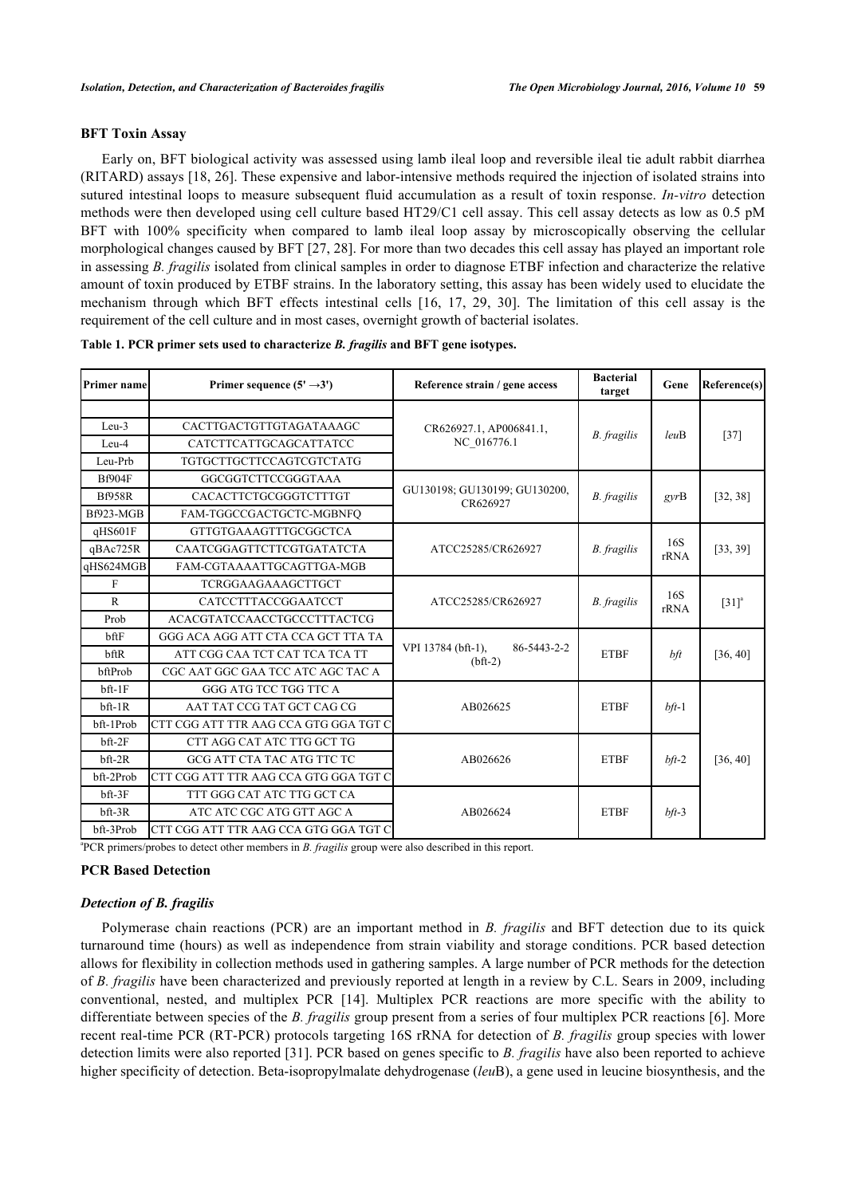### BFT Toxin Assay

Early on, BFT biological activity was assessed using lamb ileal loop and reversible ileal tie adult rabbit diarrhea (RITARD) assays [18, 26]. These expensive and labor-intensive methods required the injection of isolated strains into sutured intestinal loops to measure subsequent fluid accumulation as a result of toxin response. *In-vitro* detection methods were then developed using cell culture based HT29/C1 cell assay. This cell assay detects as low as 0.5 pM BFT with 100% specificity when compared to lamb ileal loop assay by microscopically observing the cellular morphological changes caused by BFT [27, 28]. For more than two decades this cell assay has played an important role in assessing *B. fragilis* isolated from clinical samples in order to diagnose ETBF infection and characterize the relative amount of toxin produced by ETBF strains. In the laboratory setting, this assay has been widely used to elucidate the mechanism through which BFT effects intestinal cells [16, 17, 29, 30]. The limitation of this cell assay is the requirement of the cell culture and in most cases, overnight growth of bacterial isolates.

**Table 1. PCR primer sets used to characterize *B. fragilis* and BFT gene isotypes.**

| Primer name | Primer sequence (5' →3') | Reference strain / gene access | Bacterial target | Gene | Reference(s) |
|---|---|---|---|---|---|
| | | | | | |
| Leu-3 | CACTTGACTGTTGTAGATAAAGC | CR626927.1, AP006841.1, NC_016776.1 | *B. fragilis* | *leu*B | [37] |
| Leu-4 | CATCTTCATTGCAGCATTATCC | | | | |
| Leu-Prb | TGTGCTTGCTTCCAGTCGTCTATG | | | | |
| Bf904F | GGCGGTCTTCCGGGTAAA | GU130198; GU130199; GU130200, CR626927 | *B. fragilis* | *gyr*B | [32, 38] |
| Bf958R | CACACTTCTGCGGGTCTTTGT | | | | |
| Bf923-MGB | FAM-TGGCCGACTGCTC-MGBNFQ | | | | |
| qHS601F | GTTGTGAAAGTTTGCGGCTCA | ATCC25285/CR626927 | *B. fragilis* | 16S rRNA | [33, 39] |
| qBAc725R | CAATCGGAGTTCTTCGTGATATCTA | | | | |
| qHS624MGB | FAM-CGTAAAATTGCAGTTGA-MGB | | | | |
| F | TCRGGAAGAAAGCTTGCT | ATCC25285/CR626927 | *B. fragilis* | 16S rRNA | [31][a] |
| R | CATCCTTTACCGGAATCCT | | | | |
| Prob | ACACGTATCCAACCTGCCCTTTACTCG | | | | |
| bftF | GGG ACA AGG ATT CTA CCA GCT TTA TA | VPI 13784 (bft-1), 86-5443-2-2 (bft-2) | ETBF | *bft* | [36, 40] |
| bftR | ATT CGG CAA TCT CAT TCA TCA TT | | | | |
| bftProb | CGC AAT GGC GAA TCC ATC AGC TAC A | | | | |
| bft-1F | GGG ATG TCC TGG TTC A | AB026625 | ETBF | *bft*-1 | [36, 40] |
| bft-1R | AAT TAT CCG TAT GCT CAG CG | | | | |
| bft-1Prob | CTT CGG ATT TTR AAG CCA GTG GGA TGT C | | | | |
| bft-2F | CTT AGG CAT ATC TTG GCT TG | AB026626 | ETBF | *bft*-2 | |
| bft-2R | GCG ATT CTA TAC ATG TTC TC | | | | |
| bft-2Prob | CTT CGG ATT TTR AAG CCA GTG GGA TGT C | | | | |
| bft-3F | TTT GGG CAT ATC TTG GCT CA | AB026624 | ETBF | *bft*-3 | |
| bft-3R | ATC ATC CGC ATG GTT AGC A | | | | |
| bft-3Prob | CTT CGG ATT TTR AAG CCA GTG GGA TGT C | | | | |

[a]PCR primers/probes to detect other members in *B. fragilis* group were also described in this report.

### PCR Based Detection

#### *Detection of B. fragilis*

Polymerase chain reactions (PCR) are an important method in *B. fragilis* and BFT detection due to its quick turnaround time (hours) as well as independence from strain viability and storage conditions. PCR based detection allows for flexibility in collection methods used in gathering samples. A large number of PCR methods for the detection of *B. fragilis* have been characterized and previously reported at length in a review by C.L. Sears in 2009, including conventional, nested, and multiplex PCR [14]. Multiplex PCR reactions are more specific with the ability to differentiate between species of the *B. fragilis* group present from a series of four multiplex PCR reactions [6]. More recent real-time PCR (RT-PCR) protocols targeting 16S rRNA for detection of *B. fragilis* group species with lower detection limits were also reported [31]. PCR based on genes specific to *B. fragilis* have also been reported to achieve higher specificity of detection. Beta-isopropylmalate dehydrogenase (*leu*B), a gene used in leucine biosynthesis, and the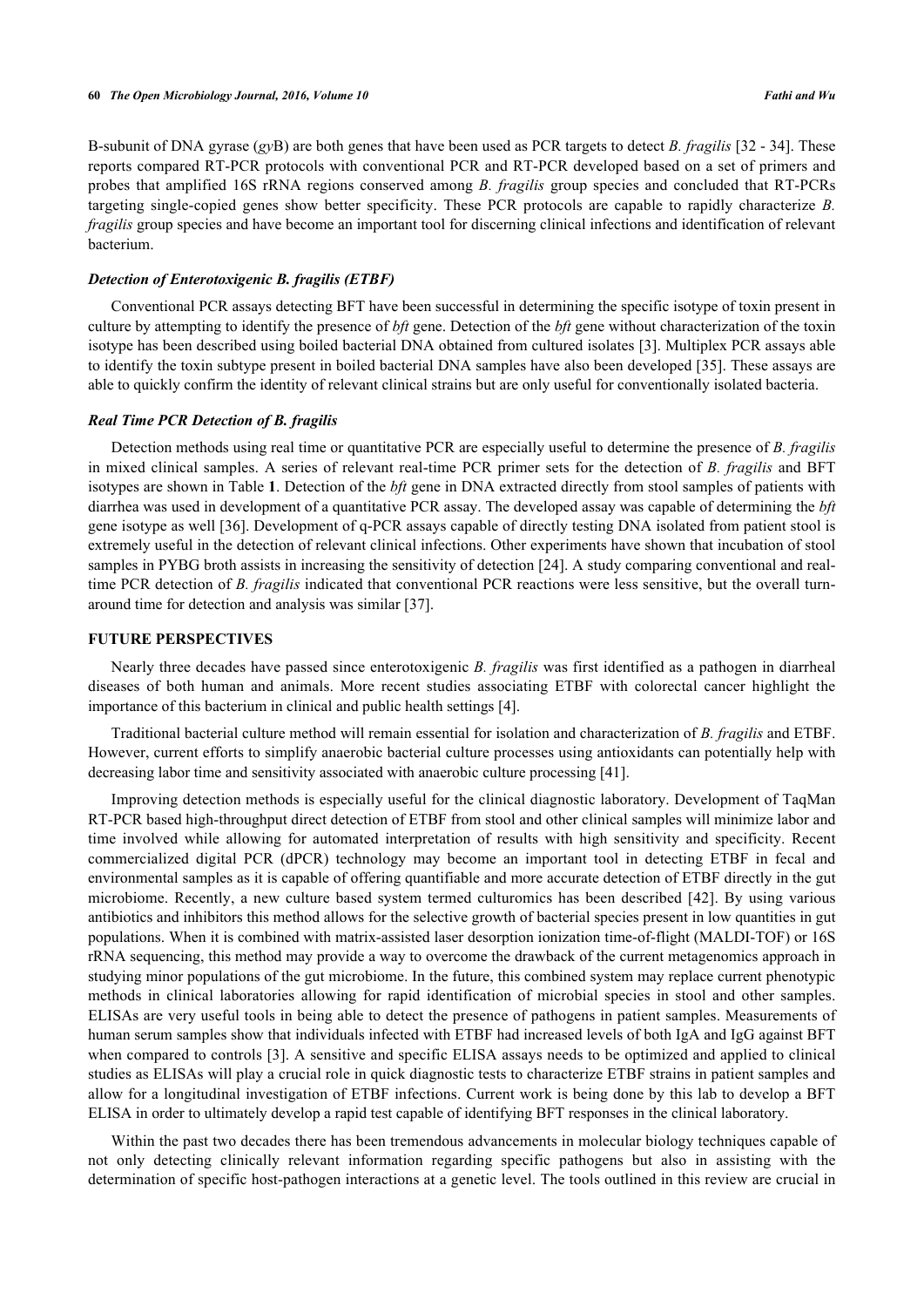B-subunit of DNA gyrase (*gy*B) are both genes that have been used as PCR targets to detect *B. fragilis* [32 - 34]. These reports compared RT-PCR protocols with conventional PCR and RT-PCR developed based on a set of primers and probes that amplified 16S rRNA regions conserved among *B. fragilis* group species and concluded that RT-PCRs targeting single-copied genes show better specificity. These PCR protocols are capable to rapidly characterize *B. fragilis* group species and have become an important tool for discerning clinical infections and identification of relevant bacterium.

### *Detection of Enterotoxigenic B. fragilis (ETBF)*

Conventional PCR assays detecting BFT have been successful in determining the specific isotype of toxin present in culture by attempting to identify the presence of *bft* gene. Detection of the *bft* gene without characterization of the toxin isotype has been described using boiled bacterial DNA obtained from cultured isolates [3]. Multiplex PCR assays able to identify the toxin subtype present in boiled bacterial DNA samples have also been developed [35]. These assays are able to quickly confirm the identity of relevant clinical strains but are only useful for conventionally isolated bacteria.

### *Real Time PCR Detection of B. fragilis*

Detection methods using real time or quantitative PCR are especially useful to determine the presence of *B. fragilis* in mixed clinical samples. A series of relevant real-time PCR primer sets for the detection of *B. fragilis* and BFT isotypes are shown in Table **1**. Detection of the *bft* gene in DNA extracted directly from stool samples of patients with diarrhea was used in development of a quantitative PCR assay. The developed assay was capable of determining the *bft* gene isotype as well [36]. Development of q-PCR assays capable of directly testing DNA isolated from patient stool is extremely useful in the detection of relevant clinical infections. Other experiments have shown that incubation of stool samples in PYBG broth assists in increasing the sensitivity of detection [24]. A study comparing conventional and real-time PCR detection of *B. fragilis* indicated that conventional PCR reactions were less sensitive, but the overall turn-around time for detection and analysis was similar [37].

## FUTURE PERSPECTIVES

Nearly three decades have passed since enterotoxigenic *B. fragilis* was first identified as a pathogen in diarrheal diseases of both human and animals. More recent studies associating ETBF with colorectal cancer highlight the importance of this bacterium in clinical and public health settings [4].

Traditional bacterial culture method will remain essential for isolation and characterization of *B. fragilis* and ETBF. However, current efforts to simplify anaerobic bacterial culture processes using antioxidants can potentially help with decreasing labor time and sensitivity associated with anaerobic culture processing [41].

Improving detection methods is especially useful for the clinical diagnostic laboratory. Development of TaqMan RT-PCR based high-throughput direct detection of ETBF from stool and other clinical samples will minimize labor and time involved while allowing for automated interpretation of results with high sensitivity and specificity. Recent commercialized digital PCR (dPCR) technology may become an important tool in detecting ETBF in fecal and environmental samples as it is capable of offering quantifiable and more accurate detection of ETBF directly in the gut microbiome. Recently, a new culture based system termed culturomics has been described [42]. By using various antibiotics and inhibitors this method allows for the selective growth of bacterial species present in low quantities in gut populations. When it is combined with matrix-assisted laser desorption ionization time-of-flight (MALDI-TOF) or 16S rRNA sequencing, this method may provide a way to overcome the drawback of the current metagenomics approach in studying minor populations of the gut microbiome. In the future, this combined system may replace current phenotypic methods in clinical laboratories allowing for rapid identification of microbial species in stool and other samples. ELISAs are very useful tools in being able to detect the presence of pathogens in patient samples. Measurements of human serum samples show that individuals infected with ETBF had increased levels of both IgA and IgG against BFT when compared to controls [3]. A sensitive and specific ELISA assays needs to be optimized and applied to clinical studies as ELISAs will play a crucial role in quick diagnostic tests to characterize ETBF strains in patient samples and allow for a longitudinal investigation of ETBF infections. Current work is being done by this lab to develop a BFT ELISA in order to ultimately develop a rapid test capable of identifying BFT responses in the clinical laboratory.

Within the past two decades there has been tremendous advancements in molecular biology techniques capable of not only detecting clinically relevant information regarding specific pathogens but also in assisting with the determination of specific host-pathogen interactions at a genetic level. The tools outlined in this review are crucial in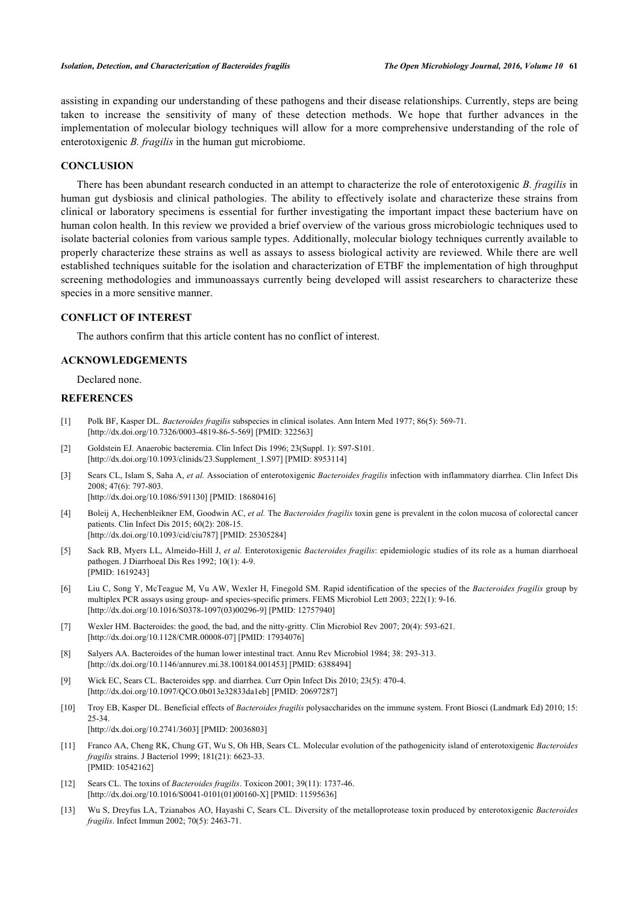assisting in expanding our understanding of these pathogens and their disease relationships. Currently, steps are being taken to increase the sensitivity of many of these detection methods. We hope that further advances in the implementation of molecular biology techniques will allow for a more comprehensive understanding of the role of enterotoxigenic *B. fragilis* in the human gut microbiome.

## CONCLUSION

There has been abundant research conducted in an attempt to characterize the role of enterotoxigenic *B. fragilis* in human gut dysbiosis and clinical pathologies. The ability to effectively isolate and characterize these strains from clinical or laboratory specimens is essential for further investigating the important impact these bacterium have on human colon health. In this review we provided a brief overview of the various gross microbiologic techniques used to isolate bacterial colonies from various sample types. Additionally, molecular biology techniques currently available to properly characterize these strains as well as assays to assess biological activity are reviewed. While there are well established techniques suitable for the isolation and characterization of ETBF the implementation of high throughput screening methodologies and immunoassays currently being developed will assist researchers to characterize these species in a more sensitive manner.

## CONFLICT OF INTEREST

The authors confirm that this article content has no conflict of interest.

## ACKNOWLEDGEMENTS

Declared none.

## REFERENCES

[1] Polk BF, Kasper DL. *Bacteroides fragilis* subspecies in clinical isolates. Ann Intern Med 1977; 86(5): 569-71. [http://dx.doi.org/10.7326/0003-4819-86-5-569] [PMID: 322563]

[2] Goldstein EJ. Anaerobic bacteremia. Clin Infect Dis 1996; 23(Suppl. 1): S97-S101. [http://dx.doi.org/10.1093/clinids/23.Supplement_1.S97] [PMID: 8953114]

[3] Sears CL, Islam S, Saha A, *et al.* Association of enterotoxigenic *Bacteroides fragilis* infection with inflammatory diarrhea. Clin Infect Dis 2008; 47(6): 797-803. [http://dx.doi.org/10.1086/591130] [PMID: 18680416]

[4] Boleij A, Hechenbleikner EM, Goodwin AC, *et al.* The *Bacteroides fragilis* toxin gene is prevalent in the colon mucosa of colorectal cancer patients. Clin Infect Dis 2015; 60(2): 208-15. [http://dx.doi.org/10.1093/cid/ciu787] [PMID: 25305284]

[5] Sack RB, Myers LL, Almeido-Hill J, *et al.* Enterotoxigenic *Bacteroides fragilis*: epidemiologic studies of its role as a human diarrhoeal pathogen. J Diarrhoeal Dis Res 1992; 10(1): 4-9. [PMID: 1619243]

[6] Liu C, Song Y, McTeague M, Vu AW, Wexler H, Finegold SM. Rapid identification of the species of the *Bacteroides fragilis* group by multiplex PCR assays using group- and species-specific primers. FEMS Microbiol Lett 2003; 222(1): 9-16. [http://dx.doi.org/10.1016/S0378-1097(03)00296-9] [PMID: 12757940]

[7] Wexler HM. Bacteroides: the good, the bad, and the nitty-gritty. Clin Microbiol Rev 2007; 20(4): 593-621. [http://dx.doi.org/10.1128/CMR.00008-07] [PMID: 17934076]

[8] Salyers AA. Bacteroides of the human lower intestinal tract. Annu Rev Microbiol 1984; 38: 293-313. [http://dx.doi.org/10.1146/annurev.mi.38.100184.001453] [PMID: 6388494]

[9] Wick EC, Sears CL. Bacteroides spp. and diarrhea. Curr Opin Infect Dis 2010; 23(5): 470-4. [http://dx.doi.org/10.1097/QCO.0b013e32833da1eb] [PMID: 20697287]

[10] Troy EB, Kasper DL. Beneficial effects of *Bacteroides fragilis* polysaccharides on the immune system. Front Biosci (Landmark Ed) 2010; 15: 25-34. [http://dx.doi.org/10.2741/3603] [PMID: 20036803]

[11] Franco AA, Cheng RK, Chung GT, Wu S, Oh HB, Sears CL. Molecular evolution of the pathogenicity island of enterotoxigenic *Bacteroides fragilis* strains. J Bacteriol 1999; 181(21): 6623-33. [PMID: 10542162]

[12] Sears CL. The toxins of *Bacteroides fragilis*. Toxicon 2001; 39(11): 1737-46. [http://dx.doi.org/10.1016/S0041-0101(01)00160-X] [PMID: 11595636]

[13] Wu S, Dreyfus LA, Tzianabos AO, Hayashi C, Sears CL. Diversity of the metalloprotease toxin produced by enterotoxigenic *Bacteroides fragilis*. Infect Immun 2002; 70(5): 2463-71.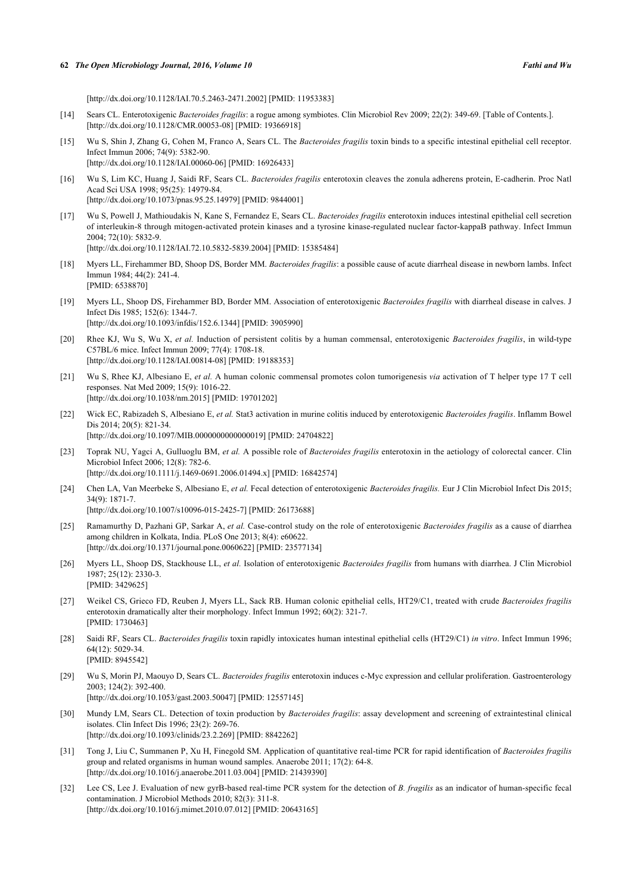[http://dx.doi.org/10.1128/IAI.70.5.2463-2471.2002] [PMID: 11953383]

[14] Sears CL. Enterotoxigenic *Bacteroides fragilis*: a rogue among symbiotes. Clin Microbiol Rev 2009; 22(2): 349-69. [Table of Contents.]. [http://dx.doi.org/10.1128/CMR.00053-08] [PMID: 19366918]

[15] Wu S, Shin J, Zhang G, Cohen M, Franco A, Sears CL. The *Bacteroides fragilis* toxin binds to a specific intestinal epithelial cell receptor. Infect Immun 2006; 74(9): 5382-90. [http://dx.doi.org/10.1128/IAI.00060-06] [PMID: 16926433]

[16] Wu S, Lim KC, Huang J, Saidi RF, Sears CL. *Bacteroides fragilis* enterotoxin cleaves the zonula adherens protein, E-cadherin. Proc Natl Acad Sci USA 1998; 95(25): 14979-84. [http://dx.doi.org/10.1073/pnas.95.25.14979] [PMID: 9844001]

[17] Wu S, Powell J, Mathioudakis N, Kane S, Fernandez E, Sears CL. *Bacteroides fragilis* enterotoxin induces intestinal epithelial cell secretion of interleukin-8 through mitogen-activated protein kinases and a tyrosine kinase-regulated nuclear factor-kappaB pathway. Infect Immun 2004; 72(10): 5832-9. [http://dx.doi.org/10.1128/IAI.72.10.5832-5839.2004] [PMID: 15385484]

[18] Myers LL, Firehammer BD, Shoop DS, Border MM. *Bacteroides fragilis*: a possible cause of acute diarrheal disease in newborn lambs. Infect Immun 1984; 44(2): 241-4. [PMID: 6538870]

[19] Myers LL, Shoop DS, Firehammer BD, Border MM. Association of enterotoxigenic *Bacteroides fragilis* with diarrheal disease in calves. J Infect Dis 1985; 152(6): 1344-7. [http://dx.doi.org/10.1093/infdis/152.6.1344] [PMID: 3905990]

[20] Rhee KJ, Wu S, Wu X, *et al.* Induction of persistent colitis by a human commensal, enterotoxigenic *Bacteroides fragilis*, in wild-type C57BL/6 mice. Infect Immun 2009; 77(4): 1708-18. [http://dx.doi.org/10.1128/IAI.00814-08] [PMID: 19188353]

[21] Wu S, Rhee KJ, Albesiano E, *et al.* A human colonic commensal promotes colon tumorigenesis *via* activation of T helper type 17 T cell responses. Nat Med 2009; 15(9): 1016-22. [http://dx.doi.org/10.1038/nm.2015] [PMID: 19701202]

[22] Wick EC, Rabizadeh S, Albesiano E, *et al.* Stat3 activation in murine colitis induced by enterotoxigenic *Bacteroides fragilis*. Inflamm Bowel Dis 2014; 20(5): 821-34. [http://dx.doi.org/10.1097/MIB.0000000000000019] [PMID: 24704822]

[23] Toprak NU, Yagci A, Gulluoglu BM, *et al.* A possible role of *Bacteroides fragilis* enterotoxin in the aetiology of colorectal cancer. Clin Microbiol Infect 2006; 12(8): 782-6. [http://dx.doi.org/10.1111/j.1469-0691.2006.01494.x] [PMID: 16842574]

[24] Chen LA, Van Meerbeke S, Albesiano E, *et al.* Fecal detection of enterotoxigenic *Bacteroides fragilis.* Eur J Clin Microbiol Infect Dis 2015; 34(9): 1871-7. [http://dx.doi.org/10.1007/s10096-015-2425-7] [PMID: 26173688]

[25] Ramamurthy D, Pazhani GP, Sarkar A, *et al.* Case-control study on the role of enterotoxigenic *Bacteroides fragilis* as a cause of diarrhea among children in Kolkata, India. PLoS One 2013; 8(4): e60622. [http://dx.doi.org/10.1371/journal.pone.0060622] [PMID: 23577134]

[26] Myers LL, Shoop DS, Stackhouse LL, *et al.* Isolation of enterotoxigenic *Bacteroides fragilis* from humans with diarrhea. J Clin Microbiol 1987; 25(12): 2330-3. [PMID: 3429625]

[27] Weikel CS, Grieco FD, Reuben J, Myers LL, Sack RB. Human colonic epithelial cells, HT29/C1, treated with crude *Bacteroides fragilis* enterotoxin dramatically alter their morphology. Infect Immun 1992; 60(2): 321-7. [PMID: 1730463]

[28] Saidi RF, Sears CL. *Bacteroides fragilis* toxin rapidly intoxicates human intestinal epithelial cells (HT29/C1) *in vitro*. Infect Immun 1996; 64(12): 5029-34. [PMID: 8945542]

[29] Wu S, Morin PJ, Maouyo D, Sears CL. *Bacteroides fragilis* enterotoxin induces c-Myc expression and cellular proliferation. Gastroenterology 2003; 124(2): 392-400. [http://dx.doi.org/10.1053/gast.2003.50047] [PMID: 12557145]

[30] Mundy LM, Sears CL. Detection of toxin production by *Bacteroides fragilis*: assay development and screening of extraintestinal clinical isolates. Clin Infect Dis 1996; 23(2): 269-76. [http://dx.doi.org/10.1093/clinids/23.2.269] [PMID: 8842262]

[31] Tong J, Liu C, Summanen P, Xu H, Finegold SM. Application of quantitative real-time PCR for rapid identification of *Bacteroides fragilis* group and related organisms in human wound samples. Anaerobe 2011; 17(2): 64-8. [http://dx.doi.org/10.1016/j.anaerobe.2011.03.004] [PMID: 21439390]

[32] Lee CS, Lee J. Evaluation of new gyrB-based real-time PCR system for the detection of *B. fragilis* as an indicator of human-specific fecal contamination. J Microbiol Methods 2010; 82(3): 311-8. [http://dx.doi.org/10.1016/j.mimet.2010.07.012] [PMID: 20643165]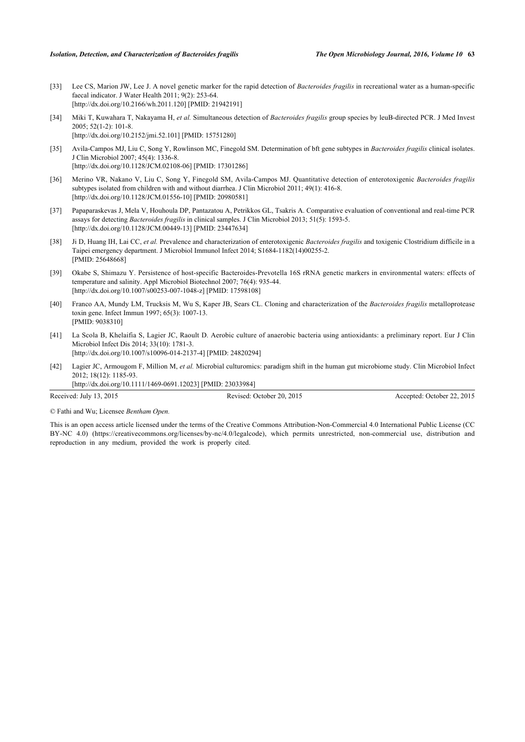[33] Lee CS, Marion JW, Lee J. A novel genetic marker for the rapid detection of *Bacteroides fragilis* in recreational water as a human-specific faecal indicator. J Water Health 2011; 9(2): 253-64.
[http://dx.doi.org/10.2166/wh.2011.120] [PMID: 21942191]

[34] Miki T, Kuwahara T, Nakayama H, *et al.* Simultaneous detection of *Bacteroides fragilis* group species by leuB-directed PCR. J Med Invest 2005; 52(1-2): 101-8.
[http://dx.doi.org/10.2152/jmi.52.101] [PMID: 15751280]

[35] Avila-Campos MJ, Liu C, Song Y, Rowlinson MC, Finegold SM. Determination of bft gene subtypes in *Bacteroides fragilis* clinical isolates. J Clin Microbiol 2007; 45(4): 1336-8.
[http://dx.doi.org/10.1128/JCM.02108-06] [PMID: 17301286]

[36] Merino VR, Nakano V, Liu C, Song Y, Finegold SM, Avila-Campos MJ. Quantitative detection of enterotoxigenic *Bacteroides fragilis* subtypes isolated from children with and without diarrhea. J Clin Microbiol 2011; 49(1): 416-8.
[http://dx.doi.org/10.1128/JCM.01556-10] [PMID: 20980581]

[37] Papaparaskevas J, Mela V, Houhoula DP, Pantazatou A, Petrikkos GL, Tsakris A. Comparative evaluation of conventional and real-time PCR assays for detecting *Bacteroides fragilis* in clinical samples. J Clin Microbiol 2013; 51(5): 1593-5.
[http://dx.doi.org/10.1128/JCM.00449-13] [PMID: 23447634]

[38] Ji D, Huang IH, Lai CC, *et al.* Prevalence and characterization of enterotoxigenic *Bacteroides fragilis* and toxigenic Clostridium difficile in a Taipei emergency department. J Microbiol Immunol Infect 2014; S1684-1182(14)00255-2.
[PMID: 25648668]

[39] Okabe S, Shimazu Y. Persistence of host-specific Bacteroides-Prevotella 16S rRNA genetic markers in environmental waters: effects of temperature and salinity. Appl Microbiol Biotechnol 2007; 76(4): 935-44.
[http://dx.doi.org/10.1007/s00253-007-1048-z] [PMID: 17598108]

[40] Franco AA, Mundy LM, Trucksis M, Wu S, Kaper JB, Sears CL. Cloning and characterization of the *Bacteroides fragilis* metalloprotease toxin gene. Infect Immun 1997; 65(3): 1007-13.
[PMID: 9038310]

[41] La Scola B, Khelaifia S, Lagier JC, Raoult D. Aerobic culture of anaerobic bacteria using antioxidants: a preliminary report. Eur J Clin Microbiol Infect Dis 2014; 33(10): 1781-3.
[http://dx.doi.org/10.1007/s10096-014-2137-4] [PMID: 24820294]

[42] Lagier JC, Armougom F, Million M, *et al.* Microbial culturomics: paradigm shift in the human gut microbiome study. Clin Microbiol Infect 2012; 18(12): 1185-93.
[http://dx.doi.org/10.1111/1469-0691.12023] [PMID: 23033984]

Received: July 13, 2015 Revised: October 20, 2015 Accepted: October 22, 2015

© Fathi and Wu; Licensee *Bentham Open.*

This is an open access article licensed under the terms of the Creative Commons Attribution-Non-Commercial 4.0 International Public License (CC BY-NC 4.0) (https://creativecommons.org/licenses/by-nc/4.0/legalcode), which permits unrestricted, non-commercial use, distribution and reproduction in any medium, provided the work is properly cited.